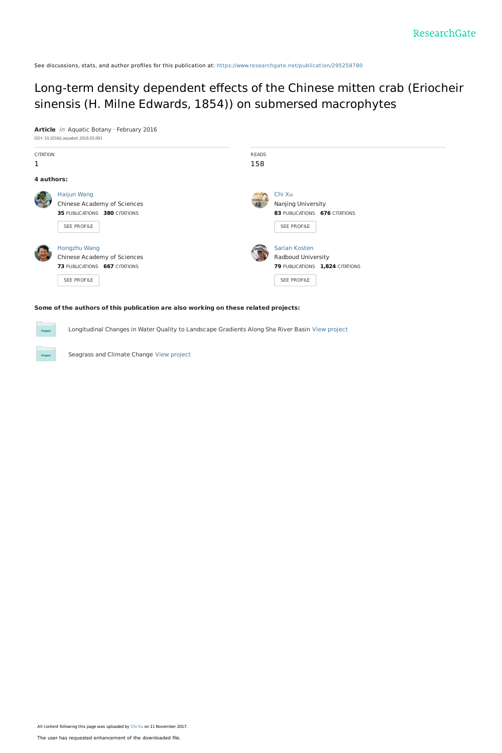See discussions, stats, and author profiles for this publication at: https://www.researchgate.net/publication/295258780

# Long-term density dependent effects of the Chinese mitten crab (Eriocheir sinensis (H. Milne Edwards, 1854)) on submersed macrophytes

**Article** *in* Aquatic Botany · February 2016

DOI: 10.1016/j.aquabot.2016.02.001

| CITATION | READS |
|---|---|
| 1 | 158 |

**4 authors:**

**Haijun Wang**
Chinese Academy of Sciences
**35** PUBLICATIONS **380** CITATIONS

**Chi Xu**
Nanjing University
**83** PUBLICATIONS **676** CITATIONS

**Hongzhu Wang**
Chinese Academy of Sciences
**73** PUBLICATIONS **667** CITATIONS

**Sarian Kosten**
Radboud University
**79** PUBLICATIONS **1,824** CITATIONS

**Some of the authors of this publication are also working on these related projects:**

Longitudinal Changes in Water Quality to Landscape Gradients Along Sha River Basin View project

Seagrass and Climate Change View project

All content following this page was uploaded by Chi Xu on 11 November 2017.

The user has requested enhancement of the downloaded file.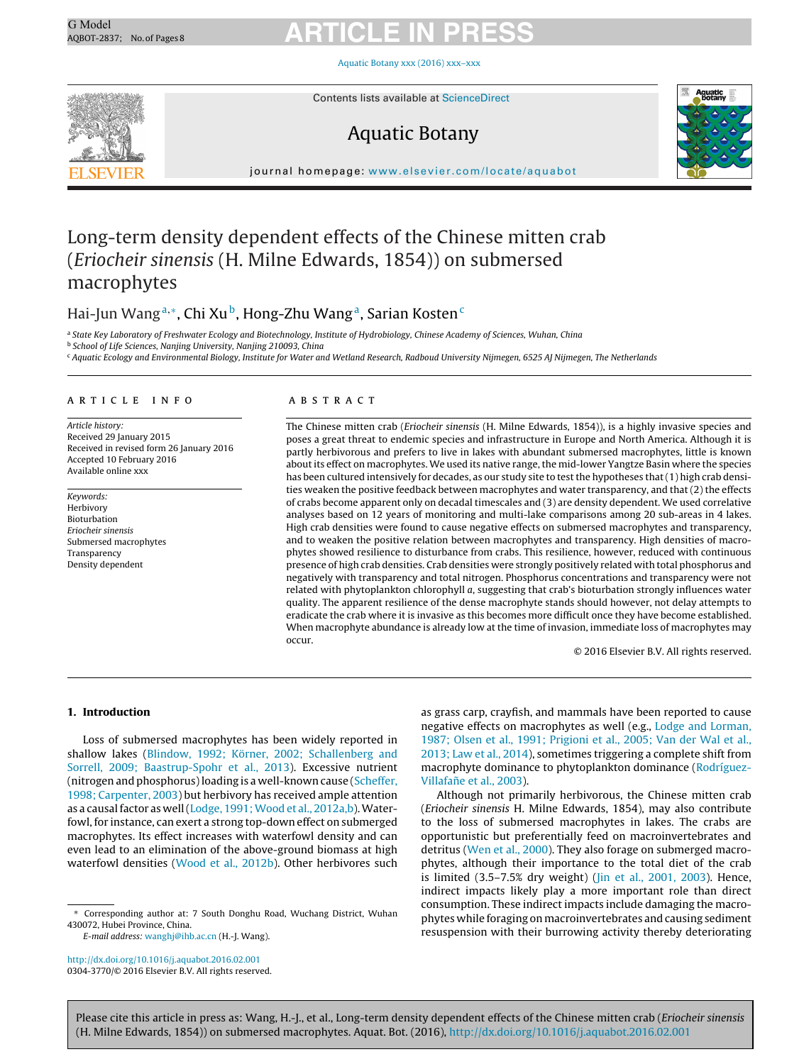# Long-term density dependent effects of the Chinese mitten crab (*Eriocheir sinensis* (H. Milne Edwards, 1854)) on submersed macrophytes

Hai-Jun Wang[a,*], Chi Xu[b], Hong-Zhu Wang[a], Sarian Kosten[c]

[a] State Key Laboratory of Freshwater Ecology and Biotechnology, Institute of Hydrobiology, Chinese Academy of Sciences, Wuhan, China
[b] School of Life Sciences, Nanjing University, Nanjing 210093, China
[c] Aquatic Ecology and Environmental Biology, Institute for Water and Wetland Research, Radboud University Nijmegen, 6525 AJ Nijmegen, The Netherlands

## ARTICLE INFO

*Article history:*
Received 29 January 2015
Received in revised form 26 January 2016
Accepted 10 February 2016
Available online xxx

*Keywords:*
Herbivory
Bioturbation
*Eriocheir sinensis*
Submersed macrophytes
Transparency
Density dependent

## ABSTRACT

The Chinese mitten crab (*Eriocheir sinensis* (H. Milne Edwards, 1854)), is a highly invasive species and poses a great threat to endemic species and infrastructure in Europe and North America. Although it is partly herbivorous and prefers to live in lakes with abundant submersed macrophytes, little is known about its effect on macrophytes. We used its native range, the mid-lower Yangtze Basin where the species has been cultured intensively for decades, as our study site to test the hypotheses that (1) high crab densities weaken the positive feedback between macrophytes and water transparency, and that (2) the effects of crabs become apparent only on decadal timescales and (3) are density dependent. We used correlative analyses based on 12 years of monitoring and multi-lake comparisons among 20 sub-areas in 4 lakes. High crab densities were found to cause negative effects on submersed macrophytes and transparency, and to weaken the positive relation between macrophytes and transparency. High densities of macrophytes showed resilience to disturbance from crabs. This resilience, however, reduced with continuous presence of high crab densities. Crab densities were strongly positively related with total phosphorus and negatively with transparency and total nitrogen. Phosphorus concentrations and transparency were not related with phytoplankton chlorophyll *a*, suggesting that crab's bioturbation strongly influences water quality. The apparent resilience of the dense macrophyte stands should however, not delay attempts to eradicate the crab where it is invasive as this becomes more difficult once they have become established. When macrophyte abundance is already low at the time of invasion, immediate loss of macrophytes may occur.

© 2016 Elsevier B.V. All rights reserved.

## 1. Introduction

Loss of submersed macrophytes has been widely reported in shallow lakes (Blindow, 1992; Körner, 2002; Schallenberg and Sorrell, 2009; Baastrup-Spohr et al., 2013). Excessive nutrient (nitrogen and phosphorus) loading is a well-known cause (Scheffer, 1998; Carpenter, 2003) but herbivory has received ample attention as a causal factor as well (Lodge, 1991; Wood et al., 2012a,b). Waterfowl, for instance, can exert a strong top-down effect on submerged macrophytes. Its effect increases with waterfowl density and can even lead to an elimination of the above-ground biomass at high waterfowl densities (Wood et al., 2012b). Other herbivores such as grass carp, crayfish, and mammals have been reported to cause negative effects on macrophytes as well (e.g., Lodge and Lorman, 1987; Olsen et al., 1991; Prigioni et al., 2005; Van der Wal et al., 2013; Law et al., 2014), sometimes triggering a complete shift from macrophyte dominance to phytoplankton dominance (Rodríguez-Villafañe et al., 2003).

Although not primarily herbivorous, the Chinese mitten crab (*Eriocheir sinensis* H. Milne Edwards, 1854), may also contribute to the loss of submersed macrophytes in lakes. The crabs are opportunistic but preferentially feed on macroinvertebrates and detritus (Wen et al., 2000). They also forage on submerged macrophytes, although their importance to the total diet of the crab is limited (3.5–7.5% dry weight) (Jin et al., 2001, 2003). Hence, indirect impacts likely play a more important role than direct consumption. These indirect impacts include damaging the macrophytes while foraging on macroinvertebrates and causing sediment resuspension with their burrowing activity thereby deteriorating

\* Corresponding author at: 7 South Donghu Road, Wuchang District, Wuhan 430072, Hubei Province, China.
*E-mail address:* wanghj@ihb.ac.cn (H.-J. Wang).

http://dx.doi.org/10.1016/j.aquabot.2016.02.001
0304-3770/© 2016 Elsevier B.V. All rights reserved.

Please cite this article in press as: Wang, H.-J., et al., Long-term density dependent effects of the Chinese mitten crab (*Eriocheir sinensis* (H. Milne Edwards, 1854)) on submersed macrophytes. Aquat. Bot. (2016), http://dx.doi.org/10.1016/j.aquabot.2016.02.001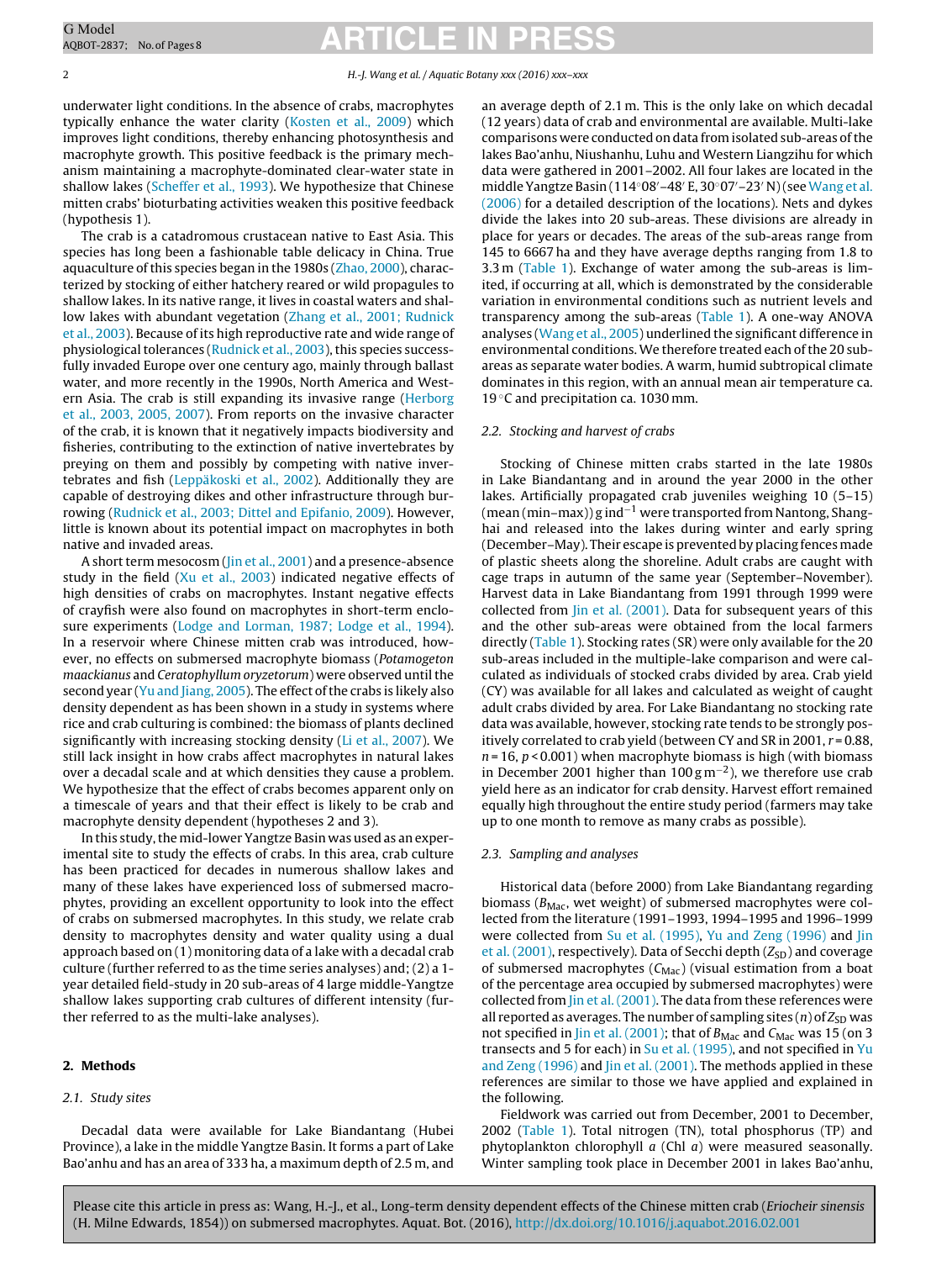underwater light conditions. In the absence of crabs, macrophytes typically enhance the water clarity (Kosten et al., 2009) which improves light conditions, thereby enhancing photosynthesis and macrophyte growth. This positive feedback is the primary mechanism maintaining a macrophyte-dominated clear-water state in shallow lakes (Scheffer et al., 1993). We hypothesize that Chinese mitten crabs' bioturbating activities weaken this positive feedback (hypothesis 1).

The crab is a catadromous crustacean native to East Asia. This species has long been a fashionable table delicacy in China. True aquaculture of this species began in the 1980s (Zhao, 2000), characterized by stocking of either hatchery reared or wild propagules to shallow lakes. In its native range, it lives in coastal waters and shallow lakes with abundant vegetation (Zhang et al., 2001; Rudnick et al., 2003). Because of its high reproductive rate and wide range of physiological tolerances (Rudnick et al., 2003), this species successfully invaded Europe over one century ago, mainly through ballast water, and more recently in the 1990s, North America and Western Asia. The crab is still expanding its invasive range (Herborg et al., 2003, 2005, 2007). From reports on the invasive character of the crab, it is known that it negatively impacts biodiversity and fisheries, contributing to the extinction of native invertebrates by preying on them and possibly by competing with native invertebrates and fish (Leppäkoski et al., 2002). Additionally they are capable of destroying dikes and other infrastructure through burrowing (Rudnick et al., 2003; Dittel and Epifanio, 2009). However, little is known about its potential impact on macrophytes in both native and invaded areas.

A short term mesocosm (Jin et al., 2001) and a presence-absence study in the field (Xu et al., 2003) indicated negative effects of high densities of crabs on macrophytes. Instant negative effects of crayfish were also found on macrophytes in short-term enclosure experiments (Lodge and Lorman, 1987; Lodge et al., 1994). In a reservoir where Chinese mitten crab was introduced, however, no effects on submersed macrophyte biomass (*Potamogeton maackianus* and *Ceratophyllum oryzetorum*) were observed until the second year (Yu and Jiang, 2005). The effect of the crabs is likely also density dependent as has been shown in a study in systems where rice and crab culturing is combined: the biomass of plants declined significantly with increasing stocking density (Li et al., 2007). We still lack insight in how crabs affect macrophytes in natural lakes over a decadal scale and at which densities they cause a problem. We hypothesize that the effect of crabs becomes apparent only on a timescale of years and that their effect is likely to be crab and macrophyte density dependent (hypotheses 2 and 3).

In this study, the mid-lower Yangtze Basin was used as an experimental site to study the effects of crabs. In this area, crab culture has been practiced for decades in numerous shallow lakes and many of these lakes have experienced loss of submersed macrophytes, providing an excellent opportunity to look into the effect of crabs on submersed macrophytes. In this study, we relate crab density to macrophytes density and water quality using a dual approach based on (1) monitoring data of a lake with a decadal crab culture (further referred to as the time series analyses) and; (2) a 1-year detailed field-study in 20 sub-areas of 4 large middle-Yangtze shallow lakes supporting crab cultures of different intensity (further referred to as the multi-lake analyses).

## 2. Methods

### 2.1. Study sites

Decadal data were available for Lake Biandantang (Hubei Province), a lake in the middle Yangtze Basin. It forms a part of Lake Bao'anhu and has an area of 333 ha, a maximum depth of 2.5 m, and an average depth of 2.1 m. This is the only lake on which decadal (12 years) data of crab and environmental are available. Multi-lake comparisons were conducted on data from isolated sub-areas of the lakes Bao'anhu, Niushanhu, Luhu and Western Liangzihu for which data were gathered in 2001–2002. All four lakes are located in the middle Yangtze Basin (114°08′–48′ E, 30°07′–23′ N) (see Wang et al. (2006) for a detailed description of the locations). Nets and dykes divide the lakes into 20 sub-areas. These divisions are already in place for years or decades. The areas of the sub-areas range from 145 to 6667 ha and they have average depths ranging from 1.8 to 3.3 m (Table 1). Exchange of water among the sub-areas is limited, if occurring at all, which is demonstrated by the considerable variation in environmental conditions such as nutrient levels and transparency among the sub-areas (Table 1). A one-way ANOVA analyses (Wang et al., 2005) underlined the significant difference in environmental conditions. We therefore treated each of the 20 sub-areas as separate water bodies. A warm, humid subtropical climate dominates in this region, with an annual mean air temperature ca. 19 °C and precipitation ca. 1030 mm.

### 2.2. Stocking and harvest of crabs

Stocking of Chinese mitten crabs started in the late 1980s in Lake Biandantang and in around the year 2000 in the other lakes. Artificially propagated crab juveniles weighing 10 (5–15) (mean (min–max)) g ind$^{-1}$ were transported from Nantong, Shanghai and released into the lakes during winter and early spring (December–May). Their escape is prevented by placing fences made of plastic sheets along the shoreline. Adult crabs are caught with cage traps in autumn of the same year (September–November). Harvest data in Lake Biandantang from 1991 through 1999 were collected from Jin et al. (2001). Data for subsequent years of this and the other sub-areas were obtained from the local farmers directly (Table 1). Stocking rates (SR) were only available for the 20 sub-areas included in the multiple-lake comparison and were calculated as individuals of stocked crabs divided by area. Crab yield (CY) was available for all lakes and calculated as weight of caught adult crabs divided by area. For Lake Biandantang no stocking rate data was available, however, stocking rate tends to be strongly positively correlated to crab yield (between CY and SR in 2001, $r = 0.88$, $n = 16$, $p < 0.001$) when macrophyte biomass is high (with biomass in December 2001 higher than 100 g m$^{-2}$), we therefore use crab yield here as an indicator for crab density. Harvest effort remained equally high throughout the entire study period (farmers may take up to one month to remove as many crabs as possible).

### 2.3. Sampling and analyses

Historical data (before 2000) from Lake Biandantang regarding biomass ($B_{Mac}$, wet weight) of submersed macrophytes were collected from the literature (1991–1993, 1994–1995 and 1996–1999 were collected from Su et al. (1995), Yu and Zeng (1996) and Jin et al. (2001), respectively). Data of Secchi depth ($Z_{SD}$) and coverage of submersed macrophytes ($C_{Mac}$) (visual estimation from a boat of the percentage area occupied by submersed macrophytes) were collected from Jin et al. (2001). The data from these references were all reported as averages. The number of sampling sites ($n$) of $Z_{SD}$ was not specified in Jin et al. (2001); that of $B_{Mac}$ and $C_{Mac}$ was 15 (on 3 transects and 5 for each) in Su et al. (1995), and not specified in Yu and Zeng (1996) and Jin et al. (2001). The methods applied in these references are similar to those we have applied and explained in the following.

Fieldwork was carried out from December, 2001 to December, 2002 (Table 1). Total nitrogen (TN), total phosphorus (TP) and phytoplankton chlorophyll *a* (Chl *a*) were measured seasonally. Winter sampling took place in December 2001 in lakes Bao'anhu,

Please cite this article in press as: Wang, H.-J., et al., Long-term density dependent effects of the Chinese mitten crab (*Eriocheir sinensis* (H. Milne Edwards, 1854)) on submersed macrophytes. Aquat. Bot. (2016), http://dx.doi.org/10.1016/j.aquabot.2016.02.001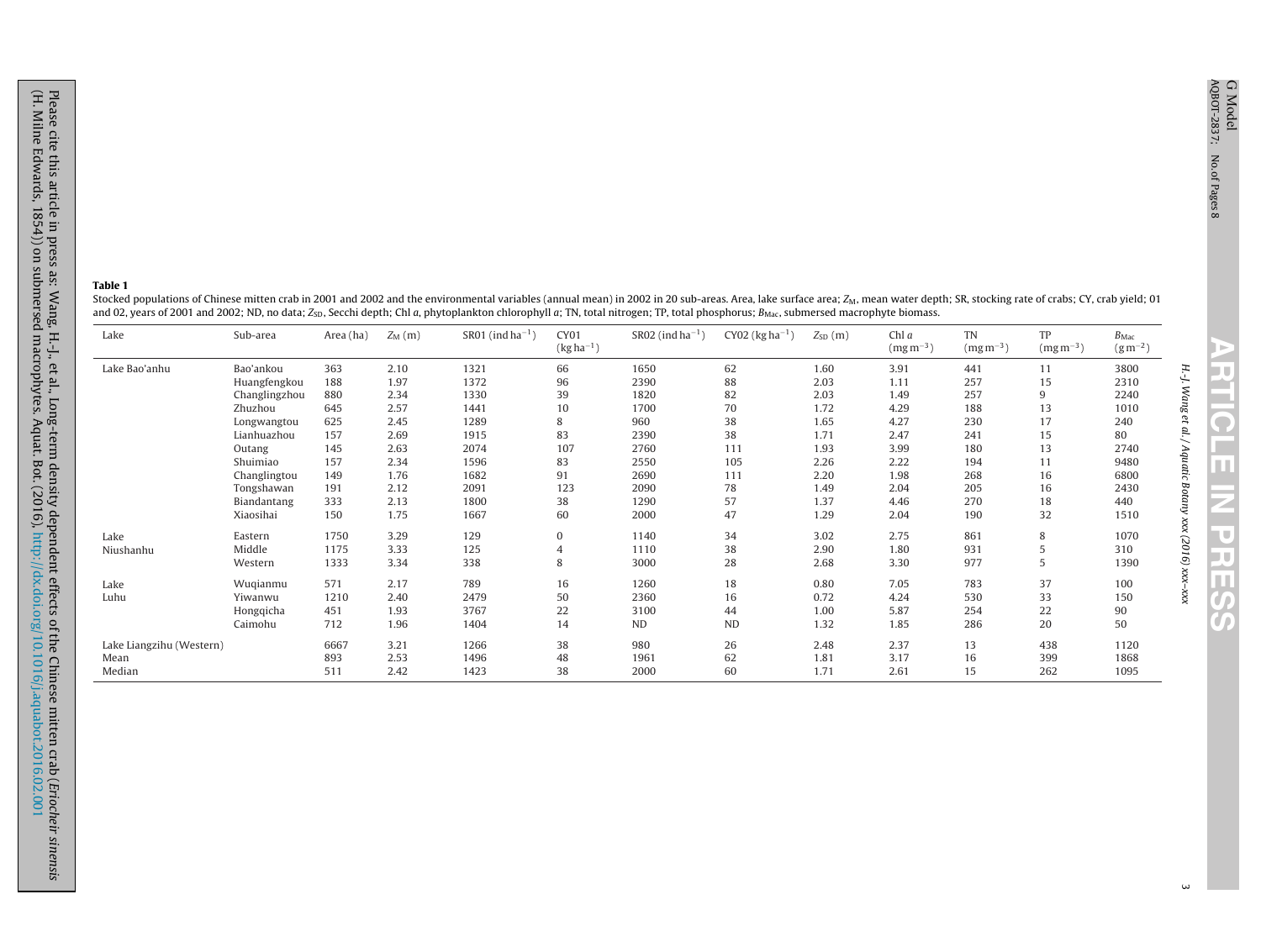**Table 1**

Stocked populations of Chinese mitten crab in 2001 and 2002 and the environmental variables (annual mean) in 2002 in 20 sub-areas. Area, lake surface area; $Z_M$, mean water depth; SR, stocking rate of crabs; CY, crab yield; 01 and 02, years of 2001 and 2002; ND, no data; $Z_{SD}$, Secchi depth; Chl *a*, phytoplankton chlorophyll *a*; TN, total nitrogen; TP, total phosphorus; $B_{Mac}$, submersed macrophyte biomass.

| Lake | Sub-area | Area (ha) | $Z_M$ (m) | SR01 (ind $ha^{-1}$) | CY01 (kg $ha^{-1}$) | SR02 (ind $ha^{-1}$) | CY02 (kg $ha^{-1}$) | $Z_{SD}$ (m) | Chl *a* (mg $m^{-3}$) | TN (mg $m^{-3}$) | TP (mg $m^{-3}$) | $B_{Mac}$ (g $m^{-2}$) |
|---|---|---|---|---|---|---|---|---|---|---|---|---|
| Lake Bao'anhu | Bao'ankou | 363 | 2.10 | 1321 | 66 | 1650 | 62 | 1.60 | 3.91 | 441 | 11 | 3800 |
| | Huangfengkou | 188 | 1.97 | 1372 | 96 | 2390 | 88 | 2.03 | 1.11 | 257 | 15 | 2310 |
| | Changlingzhou | 880 | 2.34 | 1330 | 39 | 1820 | 82 | 2.03 | 1.49 | 257 | 9 | 2240 |
| | Zhuzhou | 645 | 2.57 | 1441 | 10 | 1700 | 70 | 1.72 | 4.29 | 188 | 13 | 1010 |
| | Longwangtou | 625 | 2.45 | 1289 | 8 | 960 | 38 | 1.65 | 4.27 | 230 | 17 | 240 |
| | Lianhuazhou | 157 | 2.69 | 1915 | 83 | 2390 | 38 | 1.71 | 2.47 | 241 | 15 | 80 |
| | Outang | 145 | 2.63 | 2074 | 107 | 2760 | 111 | 1.93 | 3.99 | 180 | 13 | 2740 |
| | Shuimiao | 157 | 2.34 | 1596 | 83 | 2550 | 105 | 2.26 | 2.22 | 194 | 11 | 9480 |
| | Changlingtou | 149 | 1.76 | 1682 | 91 | 2690 | 111 | 2.20 | 1.98 | 268 | 16 | 6800 |
| | Tongshawan | 191 | 2.12 | 2091 | 123 | 2090 | 78 | 1.49 | 2.04 | 205 | 16 | 2430 |
| | Biandantang | 333 | 2.13 | 1800 | 38 | 1290 | 57 | 1.37 | 4.46 | 270 | 18 | 440 |
| | Xiaosihai | 150 | 1.75 | 1667 | 60 | 2000 | 47 | 1.29 | 2.04 | 190 | 32 | 1510 |
| Lake Niushanhu | Eastern | 1750 | 3.29 | 129 | 0 | 1140 | 34 | 3.02 | 2.75 | 861 | 8 | 1070 |
| | Middle | 1175 | 3.33 | 125 | 4 | 1110 | 38 | 2.90 | 1.80 | 931 | 5 | 310 |
| | Western | 1333 | 3.34 | 338 | 8 | 3000 | 28 | 2.68 | 3.30 | 977 | 5 | 1390 |
| Lake Luhu | Wuqianmu | 571 | 2.17 | 789 | 16 | 1260 | 18 | 0.80 | 7.05 | 783 | 37 | 100 |
| | Yiwanwu | 1210 | 2.40 | 2479 | 50 | 2360 | 16 | 0.72 | 4.24 | 530 | 33 | 150 |
| | Hongqicha | 451 | 1.93 | 3767 | 22 | 3100 | 44 | 1.00 | 5.87 | 254 | 22 | 90 |
| | Caimohu | 712 | 1.96 | 1404 | 14 | ND | ND | 1.32 | 1.85 | 286 | 20 | 50 |
| Lake Liangzihu (Western) | | 6667 | 3.21 | 1266 | 38 | 980 | 26 | 2.48 | 2.37 | 13 | 438 | 1120 |
| Mean | | 893 | 2.53 | 1496 | 48 | 1961 | 62 | 1.81 | 3.17 | 16 | 399 | 1868 |
| Median | | 511 | 2.42 | 1423 | 38 | 2000 | 60 | 1.71 | 2.61 | 15 | 262 | 1095 |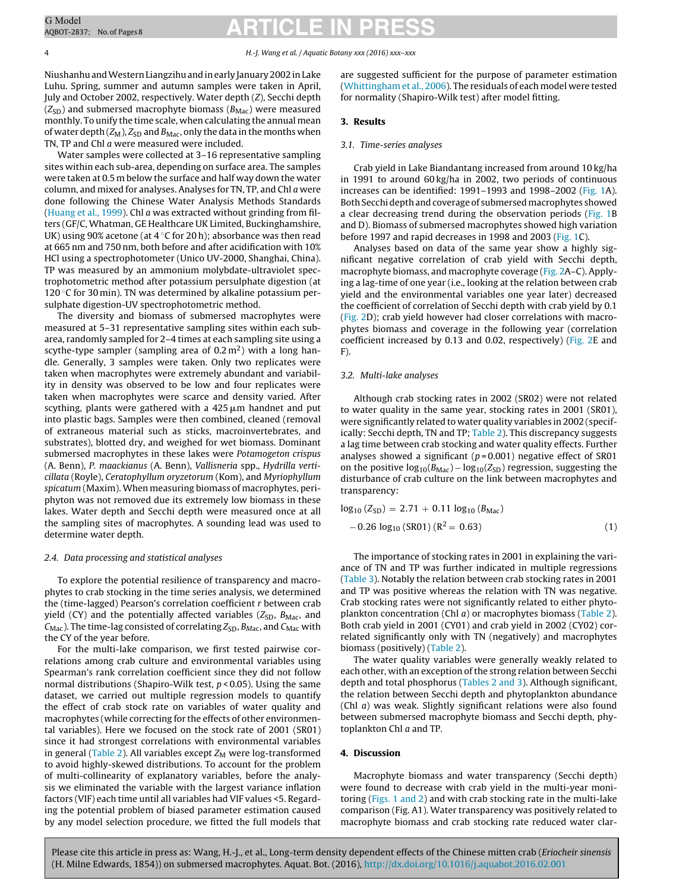Niushanhu and Western Liangzihu and in early January 2002 in Lake Luhu. Spring, summer and autumn samples were taken in April, July and October 2002, respectively. Water depth ($Z$), Secchi depth ($Z_{SD}$) and submersed macrophyte biomass ($B_{Mac}$) were measured monthly. To unify the time scale, when calculating the annual mean of water depth ($Z_M$), $Z_{SD}$ and $B_{Mac}$, only the data in the months when TN, TP and Chl *a* were measured were included.

Water samples were collected at 3–16 representative sampling sites within each sub-area, depending on surface area. The samples were taken at 0.5 m below the surface and half way down the water column, and mixed for analyses. Analyses for TN, TP, and Chl *a* were done following the Chinese Water Analysis Methods Standards (Huang et al., 1999). Chl *a* was extracted without grinding from filters (GF/C, Whatman, GE Healthcare UK Limited, Buckinghamshire, UK) using 90% acetone (at 4 °C for 20 h); absorbance was then read at 665 nm and 750 nm, both before and after acidification with 10% HCl using a spectrophotometer (Unico UV-2000, Shanghai, China). TP was measured by an ammonium molybdate-ultraviolet spectrophotometric method after potassium persulphate digestion (at 120 °C for 30 min). TN was determined by alkaline potassium persulphate digestion-UV spectrophotometric method.

The diversity and biomass of submersed macrophytes were measured at 5–31 representative sampling sites within each sub-area, randomly sampled for 2–4 times at each sampling site using a scythe-type sampler (sampling area of $0.2\,m^2$) with a long handle. Generally, 3 samples were taken. Only two replicates were taken when macrophytes were extremely abundant and variability in density was observed to be low and four replicates were taken when macrophytes were scarce and density varied. After scything, plants were gathered with a 425 μm handnet and put into plastic bags. Samples were then combined, cleaned (removal of extraneous material such as sticks, macroinvertebrates, and substrates), blotted dry, and weighed for wet biomass. Dominant submersed macrophytes in these lakes were *Potamogeton crispus* (A. Benn), *P. maackianus* (A. Benn), *Vallisneria* spp., *Hydrilla verticillata* (Royle), *Ceratophyllum oryzetorum* (Kom), and *Myriophyllum spicatum* (Maxim). When measuring biomass of macrophytes, periphyton was not removed due its extremely low biomass in these lakes. Water depth and Secchi depth were measured once at all the sampling sites of macrophytes. A sounding lead was used to determine water depth.

### 2.4. Data processing and statistical analyses

To explore the potential resilience of transparency and macrophytes to crab stocking in the time series analysis, we determined the (time-lagged) Pearson's correlation coefficient $r$ between crab yield (CY) and the potentially affected variables ($Z_{SD}$, $B_{Mac}$, and $C_{Mac}$). The time-lag consisted of correlating $Z_{SD}$, $B_{Mac}$, and $C_{Mac}$ with the CY of the year before.

For the multi-lake comparison, we first tested pairwise correlations among crab culture and environmental variables using Spearman's rank correlation coefficient since they did not follow normal distributions (Shapiro-Wilk test, $p < 0.05$). Using the same dataset, we carried out multiple regression models to quantify the effect of crab stock rate on variables of water quality and macrophytes (while correcting for the effects of other environmental variables). Here we focused on the stock rate of 2001 (SR01) since it had strongest correlations with environmental variables in general (Table 2). All variables except $Z_M$ were log-transformed to avoid highly-skewed distributions. To account for the problem of multi-collinearity of explanatory variables, before the analysis we eliminated the variable with the largest variance inflation factors (VIF) each time until all variables had VIF values <5. Regarding the potential problem of biased parameter estimation caused by any model selection procedure, we fitted the full models that are suggested sufficient for the purpose of parameter estimation (Whittingham et al., 2006). The residuals of each model were tested for normality (Shapiro-Wilk test) after model fitting.

## 3. Results

### 3.1. Time-series analyses

Crab yield in Lake Biandantang increased from around 10 kg/ha in 1991 to around 60 kg/ha in 2002, two periods of continuous increases can be identified: 1991–1993 and 1998–2002 (Fig. 1A). Both Secchi depth and coverage of submersed macrophytes showed a clear decreasing trend during the observation periods (Fig. 1B and D). Biomass of submersed macrophytes showed high variation before 1997 and rapid decreases in 1998 and 2003 (Fig. 1C).

Analyses based on data of the same year show a highly significant negative correlation of crab yield with Secchi depth, macrophyte biomass, and macrophyte coverage (Fig. 2A–C). Applying a lag-time of one year (i.e., looking at the relation between crab yield and the environmental variables one year later) decreased the coefficient of correlation of Secchi depth with crab yield by 0.1 (Fig. 2D); crab yield however had closer correlations with macrophytes biomass and coverage in the following year (correlation coefficient increased by 0.13 and 0.02, respectively) (Fig. 2E and F).

### 3.2. Multi-lake analyses

Although crab stocking rates in 2002 (SR02) were not related to water quality in the same year, stocking rates in 2001 (SR01), were significantly related to water quality variables in 2002 (specifically: Secchi depth, TN and TP; Table 2). This discrepancy suggests a lag time between crab stocking and water quality effects. Further analyses showed a significant ($p = 0.001$) negative effect of SR01 on the positive $\log_{10}(B_{Mac}) - \log_{10}(Z_{SD})$ regression, suggesting the disturbance of crab culture on the link between macrophytes and transparency:

$$\log_{10}(Z_{SD}) = 2.71 + 0.11\log_{10}(B_{Mac}) - 0.26\log_{10}(\mathrm{SR01})\ (R^2 = 0.63) \quad (1)$$

The importance of stocking rates in 2001 in explaining the variance of TN and TP was further indicated in multiple regressions (Table 3). Notably the relation between crab stocking rates in 2001 and TP was positive whereas the relation with TN was negative. Crab stocking rates were not significantly related to either phytoplankton concentration (Chl *a*) or macrophytes biomass (Table 2). Both crab yield in 2001 (CY01) and crab yield in 2002 (CY02) correlated significantly only with TN (negatively) and macrophytes biomass (positively) (Table 2).

The water quality variables were generally weakly related to each other, with an exception of the strong relation between Secchi depth and total phosphorus (Tables 2 and 3). Although significant, the relation between Secchi depth and phytoplankton abundance (Chl *a*) was weak. Slightly significant relations were also found between submersed macrophyte biomass and Secchi depth, phytoplankton Chl *a* and TP.

## 4. Discussion

Macrophyte biomass and water transparency (Secchi depth) were found to decrease with crab yield in the multi-year monitoring (Figs. 1 and 2) and with crab stocking rate in the multi-lake comparison (Fig. A1). Water transparency was positively related to macrophyte biomass and crab stocking rate reduced water clar-

Please cite this article in press as: Wang, H.-J., et al., Long-term density dependent effects of the Chinese mitten crab (*Eriocheir sinensis* (H. Milne Edwards, 1854)) on submersed macrophytes. Aquat. Bot. (2016), http://dx.doi.org/10.1016/j.aquabot.2016.02.001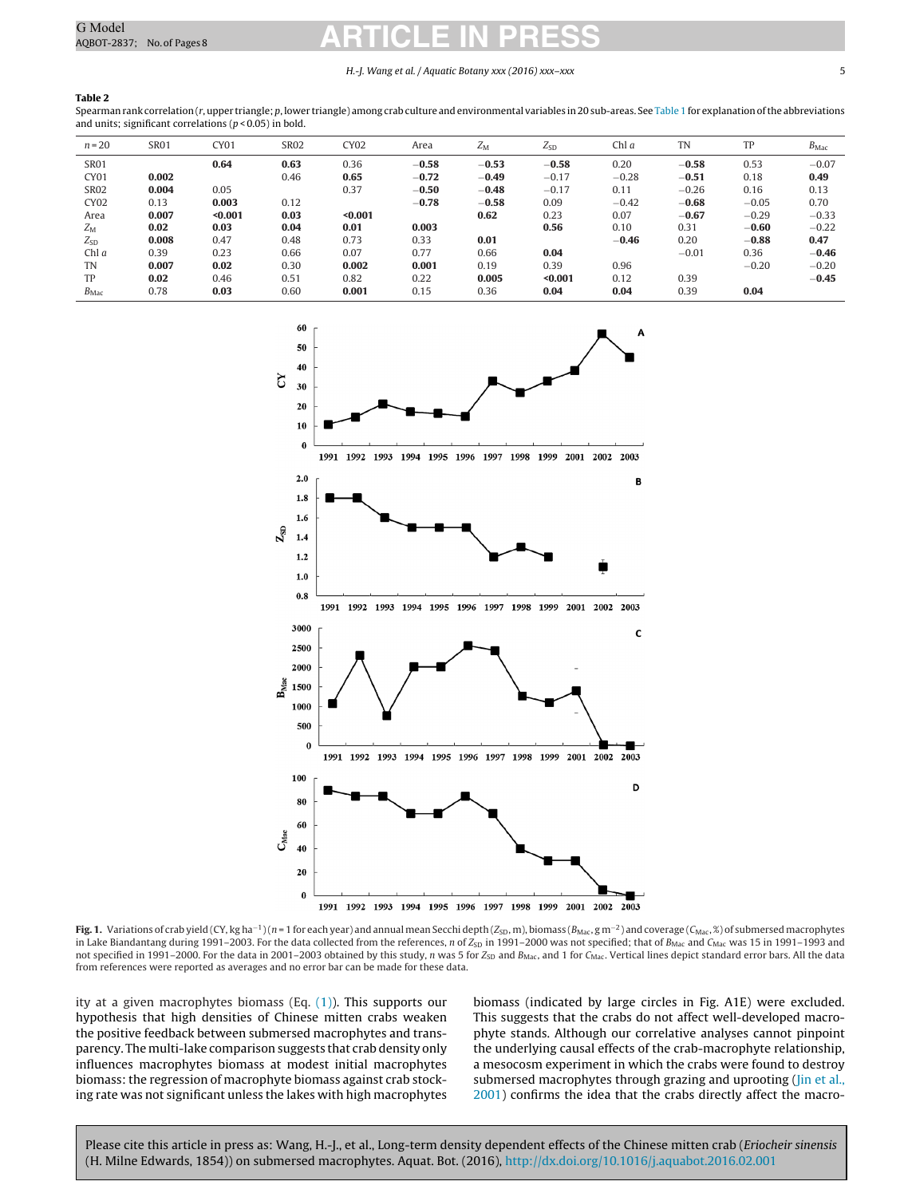**Table 2**

Spearman rank correlation (*r*, upper triangle; *p*, lower triangle) among crab culture and environmental variables in 20 sub-areas. See Table 1 for explanation of the abbreviations and units; significant correlations ($p < 0.05$) in bold.

| $n = 20$ | SR01 | CY01 | SR02 | CY02 | Area | $Z_M$ | $Z_{SD}$ | Chl *a* | TN | TP | $B_{Mac}$ |
|---|---|---|---|---|---|---|---|---|---|---|---|
| SR01 | | **0.64** | **0.63** | 0.36 | **−0.58** | **−0.53** | **−0.58** | 0.20 | **−0.58** | 0.53 | −0.07 |
| CY01 | **0.002** | | 0.46 | **0.65** | **−0.72** | **−0.49** | −0.17 | −0.28 | **−0.51** | 0.18 | **0.49** |
| SR02 | **0.004** | 0.05 | | 0.37 | **−0.50** | **−0.48** | −0.17 | 0.11 | −0.26 | 0.16 | 0.13 |
| CY02 | 0.13 | **0.003** | 0.12 | | **−0.78** | **−0.58** | 0.09 | −0.42 | **−0.68** | −0.05 | 0.70 |
| Area | **0.007** | **<0.001** | **0.03** | **<0.001** | | **0.62** | 0.23 | 0.07 | **−0.67** | −0.29 | −0.33 |
| $Z_M$ | **0.02** | **0.03** | **0.04** | **0.01** | **0.003** | | **0.56** | 0.10 | 0.31 | **−0.60** | −0.22 |
| $Z_{SD}$ | **0.008** | 0.47 | 0.48 | 0.73 | 0.33 | **0.01** | | **−0.46** | 0.20 | **−0.88** | **0.47** |
| Chl *a* | 0.39 | 0.23 | 0.66 | 0.07 | 0.77 | 0.66 | **0.04** | | −0.01 | 0.36 | **−0.46** |
| TN | **0.007** | **0.02** | 0.30 | **0.002** | **0.001** | 0.19 | 0.39 | 0.96 | | −0.20 | −0.20 |
| TP | **0.02** | 0.46 | 0.51 | 0.82 | 0.22 | **0.005** | **<0.001** | 0.12 | 0.39 | | **−0.45** |
| $B_{Mac}$ | 0.78 | **0.03** | 0.60 | **0.001** | 0.15 | 0.36 | **0.04** | **0.04** | 0.39 | **0.04** | |

**Fig. 1.** Variations of crab yield (CY, kg ha$^{-1}$) ($n = 1$ for each year) and annual mean Secchi depth ($Z_{SD}$, m), biomass ($B_{Mac}$, g m$^{-2}$) and coverage ($C_{Mac}$, %) of submersed macrophytes in Lake Biandantang during 1991–2003. For the data collected from the references, *n* of $Z_{SD}$ in 1991–2000 was not specified; that of $B_{Mac}$ and $C_{Mac}$ was 15 in 1991–1993 and not specified in 1991–2000. For the data in 2001–2003 obtained by this study, *n* was 5 for $Z_{SD}$ and $B_{Mac}$, and 1 for $C_{Mac}$. Vertical lines depict standard error bars. All the data from references were reported as averages and no error bar can be made for these data.

ity at a given macrophytes biomass (Eq. (1)). This supports our hypothesis that high densities of Chinese mitten crabs weaken the positive feedback between submersed macrophytes and transparency. The multi-lake comparison suggests that crab density only influences macrophytes biomass at modest initial macrophytes biomass: the regression of macrophyte biomass against crab stocking rate was not significant unless the lakes with high macrophytes biomass (indicated by large circles in Fig. A1E) were excluded. This suggests that the crabs do not affect well-developed macrophyte stands. Although our correlative analyses cannot pinpoint the underlying causal effects of the crab-macrophyte relationship, a mesocosm experiment in which the crabs were found to destroy submersed macrophytes through grazing and uprooting (Jin et al., 2001) confirms the idea that the crabs directly affect the macro-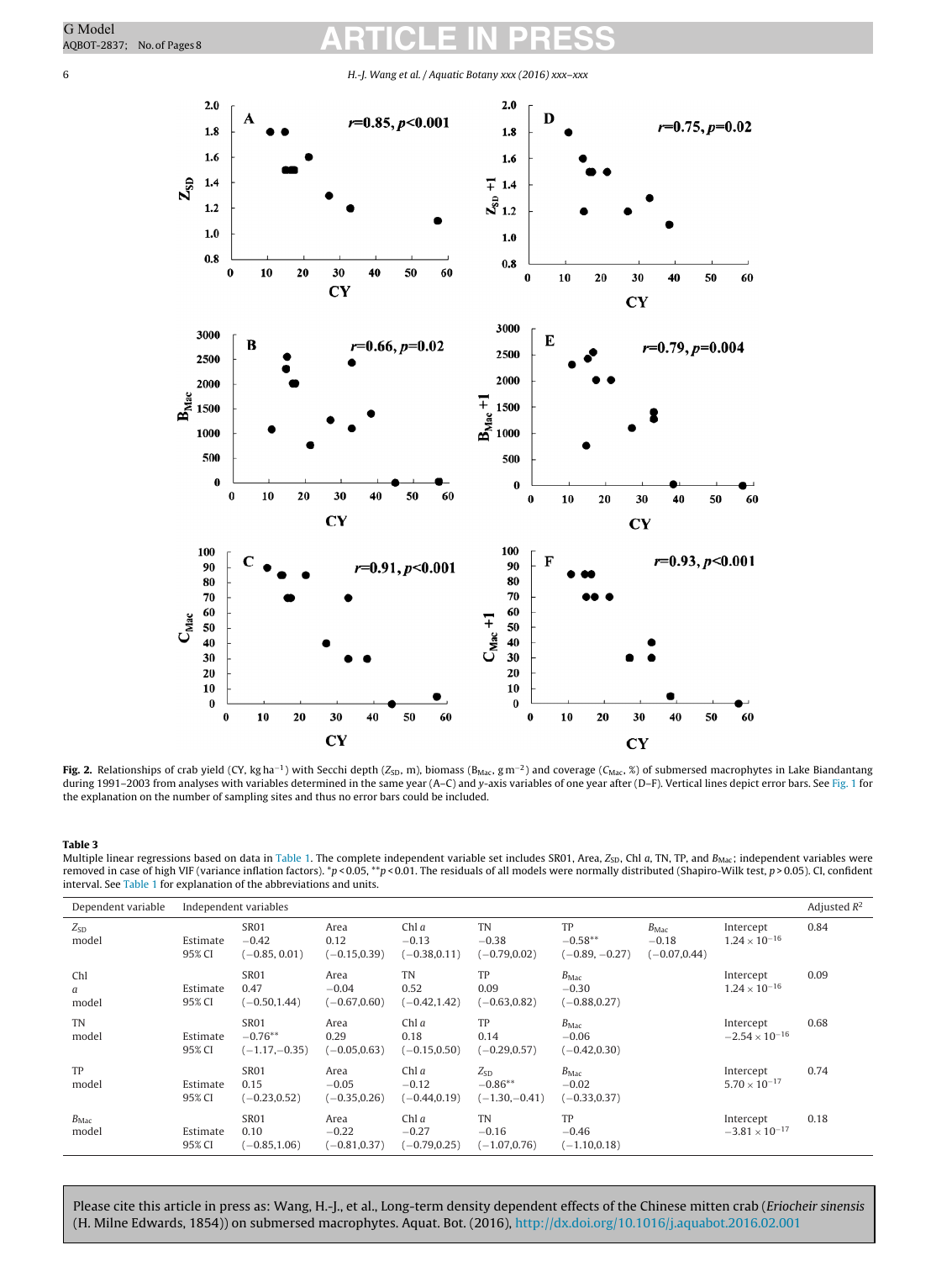**Fig. 2.** Relationships of crab yield (CY, kg ha$^{-1}$) with Secchi depth ($Z_{SD}$, m), biomass ($B_{Mac}$, g m$^{-2}$) and coverage ($C_{Mac}$, %) of submersed macrophytes in Lake Biandantang during 1991–2003 from analyses with variables determined in the same year (A–C) and y-axis variables of one year after (D–F). Vertical lines depict error bars. See Fig. 1 for the explanation on the number of sampling sites and thus no error bars could be included.

**Table 3**
Multiple linear regressions based on data in Table 1. The complete independent variable set includes SR01, Area, $Z_{SD}$, Chl *a*, TN, TP, and $B_{Mac}$; independent variables were removed in case of high VIF (variance inflation factors). \*$p < 0.05$, \*\*$p < 0.01$. The residuals of all models were normally distributed (Shapiro-Wilk test, $p > 0.05$). CI, confident interval. See Table 1 for explanation of the abbreviations and units.

| Dependent variable | Independent variables | | | | | | | | Adjusted $R^2$ |
|---|---|---|---|---|---|---|---|---|---|
| $Z_{SD}$ model | | SR01 | Area | Chl *a* | TN | TP | $B_{Mac}$ | Intercept | 0.84 |
| | Estimate | −0.42 | 0.12 | −0.13 | −0.38 | −0.58** | −0.18 | $1.24 \times 10^{-16}$ | |
| | 95% CI | (−0.85, 0.01) | (−0.15,0.39) | (−0.38,0.11) | (−0.79,0.02) | (−0.89, −0.27) | (−0.07,0.44) | | |
| Chl *a* model | | SR01 | Area | TN | TP | $B_{Mac}$ | | Intercept | 0.09 |
| | Estimate | 0.47 | −0.04 | 0.52 | 0.09 | −0.30 | | $1.24 \times 10^{-16}$ | |
| | 95% CI | (−0.50,1.44) | (−0.67,0.60) | (−0.42,1.42) | (−0.63,0.82) | (−0.88,0.27) | | | |
| TN model | | SR01 | Area | Chl *a* | TP | $B_{Mac}$ | | Intercept | 0.68 |
| | Estimate | −0.76** | 0.29 | 0.18 | 0.14 | −0.06 | | $-2.54 \times 10^{-16}$ | |
| | 95% CI | (−1.17,−0.35) | (−0.05,0.63) | (−0.15,0.50) | (−0.29,0.57) | (−0.42,0.30) | | | |
| TP model | | SR01 | Area | Chl *a* | $Z_{SD}$ | $B_{Mac}$ | | Intercept | 0.74 |
| | Estimate | 0.15 | −0.05 | −0.12 | −0.86** | −0.02 | | $5.70 \times 10^{-17}$ | |
| | 95% CI | (−0.23,0.52) | (−0.35,0.26) | (−0.44,0.19) | (−1.30,−0.41) | (−0.33,0.37) | | | |
| $B_{Mac}$ model | | SR01 | Area | Chl *a* | TN | TP | | Intercept | 0.18 |
| | Estimate | 0.10 | −0.22 | −0.27 | −0.16 | −0.46 | | $-3.81 \times 10^{-17}$ | |
| | 95% CI | (−0.85,1.06) | (−0.81,0.37) | (−0.79,0.25) | (−1.07,0.76) | (−1.10,0.18) | | | |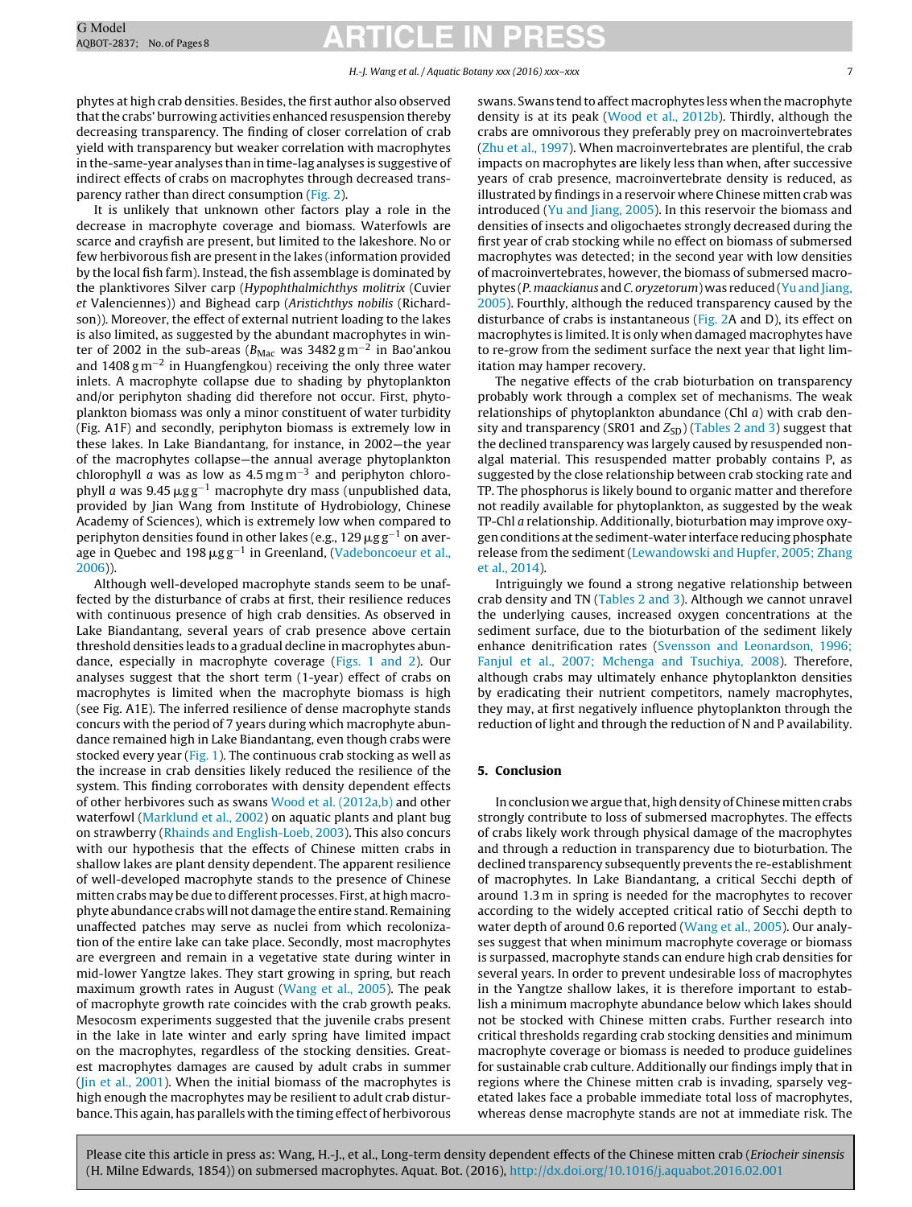phytes at high crab densities. Besides, the first author also observed that the crabs' burrowing activities enhanced resuspension thereby decreasing transparency. The finding of closer correlation of crab yield with transparency but weaker correlation with macrophytes in the-same-year analyses than in time-lag analyses is suggestive of indirect effects of crabs on macrophytes through decreased transparency rather than direct consumption (Fig. 2).

It is unlikely that unknown other factors play a role in the decrease in macrophyte coverage and biomass. Waterfowls are scarce and crayfish are present, but limited to the lakeshore. No or few herbivorous fish are present in the lakes (information provided by the local fish farm). Instead, the fish assemblage is dominated by the planktivores Silver carp (*Hypophthalmichthys molitrix* (Cuvier *et* Valenciennes)) and Bighead carp (*Aristichthys nobilis* (Richardson)). Moreover, the effect of external nutrient loading to the lakes is also limited, as suggested by the abundant macrophytes in winter of 2002 in the sub-areas ($B_{Mac}$ was 3482 g $m^{-2}$ in Bao'ankou and 1408 g $m^{-2}$ in Huangfengkou) receiving the only three water inlets. A macrophyte collapse due to shading by phytoplankton and/or periphyton shading did therefore not occur. First, phytoplankton biomass was only a minor constituent of water turbidity (Fig. A1F) and secondly, periphyton biomass is extremely low in these lakes. In Lake Biandantang, for instance, in 2002—the year of the macrophytes collapse—the annual average phytoplankton chlorophyll *a* was as low as 4.5 mg $m^{-3}$ and periphyton chlorophyll *a* was 9.45 μg $g^{-1}$ macrophyte dry mass (unpublished data, provided by Jian Wang from Institute of Hydrobiology, Chinese Academy of Sciences), which is extremely low when compared to periphyton densities found in other lakes (e.g., 129 μg $g^{-1}$ on average in Quebec and 198 μg $g^{-1}$ in Greenland, (Vadeboncoeur et al., 2006)).

Although well-developed macrophyte stands seem to be unaffected by the disturbance of crabs at first, their resilience reduces with continuous presence of high crab densities. As observed in Lake Biandantang, several years of crab presence above certain threshold densities leads to a gradual decline in macrophytes abundance, especially in macrophyte coverage (Figs. 1 and 2). Our analyses suggest that the short term (1-year) effect of crabs on macrophytes is limited when the macrophyte biomass is high (see Fig. A1E). The inferred resilience of dense macrophyte stands concurs with the period of 7 years during which macrophyte abundance remained high in Lake Biandantang, even though crabs were stocked every year (Fig. 1). The continuous crab stocking as well as the increase in crab densities likely reduced the resilience of the system. This finding corroborates with density dependent effects of other herbivores such as swans Wood et al. (2012a,b) and other waterfowl (Marklund et al., 2002) on aquatic plants and plant bug on strawberry (Rhainds and English-Loeb, 2003). This also concurs with our hypothesis that the effects of Chinese mitten crabs in shallow lakes are plant density dependent. The apparent resilience of well-developed macrophyte stands to the presence of Chinese mitten crabs may be due to different processes. First, at high macrophyte abundance crabs will not damage the entire stand. Remaining unaffected patches may serve as nuclei from which recolonization of the entire lake can take place. Secondly, most macrophytes are evergreen and remain in a vegetative state during winter in mid-lower Yangtze lakes. They start growing in spring, but reach maximum growth rates in August (Wang et al., 2005). The peak of macrophyte growth rate coincides with the crab growth peaks. Mesocosm experiments suggested that the juvenile crabs present in the lake in late winter and early spring have limited impact on the macrophytes, regardless of the stocking densities. Greatest macrophytes damages are caused by adult crabs in summer (Jin et al., 2001). When the initial biomass of the macrophytes is high enough the macrophytes may be resilient to adult crab disturbance. This again, has parallels with the timing effect of herbivorous swans. Swans tend to affect macrophytes less when the macrophyte density is at its peak (Wood et al., 2012b). Thirdly, although the crabs are omnivorous they preferably prey on macroinvertebrates (Zhu et al., 1997). When macroinvertebrates are plentiful, the crab impacts on macrophytes are likely less than when, after successive years of crab presence, macroinvertebrate density is reduced, as illustrated by findings in a reservoir where Chinese mitten crab was introduced (Yu and Jiang, 2005). In this reservoir the biomass and densities of insects and oligochaetes strongly decreased during the first year of crab stocking while no effect on biomass of submersed macrophytes was detected; in the second year with low densities of macroinvertebrates, however, the biomass of submersed macrophytes (*P. maackianus* and *C. oryzetorum*) was reduced (Yu and Jiang, 2005). Fourthly, although the reduced transparency caused by the disturbance of crabs is instantaneous (Fig. 2A and D), its effect on macrophytes is limited. It is only when damaged macrophytes have to re-grow from the sediment surface the next year that light limitation may hamper recovery.

The negative effects of the crab bioturbation on transparency probably work through a complex set of mechanisms. The weak relationships of phytoplankton abundance (Chl *a*) with crab density and transparency (SR01 and $Z_{SD}$) (Tables 2 and 3) suggest that the declined transparency was largely caused by resuspended non-algal material. This resuspended matter probably contains P, as suggested by the close relationship between crab stocking rate and TP. The phosphorus is likely bound to organic matter and therefore not readily available for phytoplankton, as suggested by the weak TP-Chl *a* relationship. Additionally, bioturbation may improve oxygen conditions at the sediment-water interface reducing phosphate release from the sediment (Lewandowski and Hupfer, 2005; Zhang et al., 2014).

Intriguingly we found a strong negative relationship between crab density and TN (Tables 2 and 3). Although we cannot unravel the underlying causes, increased oxygen concentrations at the sediment surface, due to the bioturbation of the sediment likely enhance denitrification rates (Svensson and Leonardson, 1996; Fanjul et al., 2007; Mchenga and Tsuchiya, 2008). Therefore, although crabs may ultimately enhance phytoplankton densities by eradicating their nutrient competitors, namely macrophytes, they may, at first negatively influence phytoplankton through the reduction of light and through the reduction of N and P availability.

## 5. Conclusion

In conclusion we argue that, high density of Chinese mitten crabs strongly contribute to loss of submersed macrophytes. The effects of crabs likely work through physical damage of the macrophytes and through a reduction in transparency due to bioturbation. The declined transparency subsequently prevents the re-establishment of macrophytes. In Lake Biandantang, a critical Secchi depth of around 1.3 m in spring is needed for the macrophytes to recover according to the widely accepted critical ratio of Secchi depth to water depth of around 0.6 reported (Wang et al., 2005). Our analyses suggest that when minimum macrophyte coverage or biomass is surpassed, macrophyte stands can endure high crab densities for several years. In order to prevent undesirable loss of macrophytes in the Yangtze shallow lakes, it is therefore important to establish a minimum macrophyte abundance below which lakes should not be stocked with Chinese mitten crabs. Further research into critical thresholds regarding crab stocking densities and minimum macrophyte coverage or biomass is needed to produce guidelines for sustainable crab culture. Additionally our findings imply that in regions where the Chinese mitten crab is invading, sparsely vegetated lakes face a probable immediate total loss of macrophytes, whereas dense macrophyte stands are not at immediate risk. The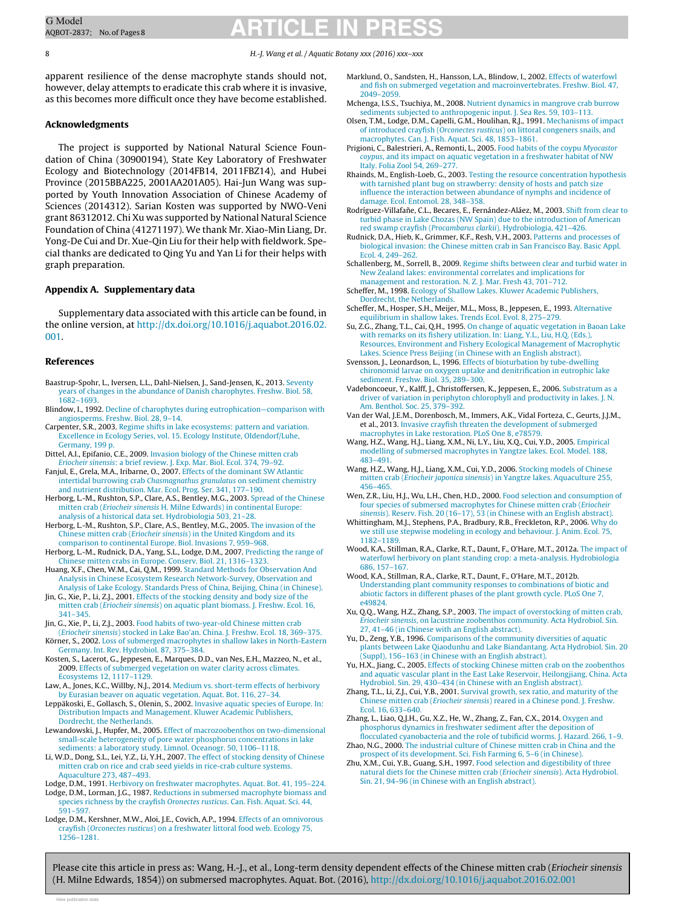apparent resilience of the dense macrophyte stands should not, however, delay attempts to eradicate this crab where it is invasive, as this becomes more difficult once they have become established.

## Acknowledgments

The project is supported by National Natural Science Foundation of China (30900194), State Key Laboratory of Freshwater Ecology and Biotechnology (2014FB14, 2011FBZ14), and Hubei Province (2015BBA225, 2001AA201A05). Hai-Jun Wang was supported by Youth Innovation Association of Chinese Academy of Sciences (2014312). Sarian Kosten was supported by NWO-Veni grant 86312012. Chi Xu was supported by National Natural Science Foundation of China (41271197). We thank Mr. Xiao-Min Liang, Dr. Yong-De Cui and Dr. Xue-Qin Liu for their help with fieldwork. Special thanks are dedicated to Qing Yu and Yan Li for their helps with graph preparation.

## Appendix A. Supplementary data

Supplementary data associated with this article can be found, in the online version, at http://dx.doi.org/10.1016/j.aquabot.2016.02.001.

## References

Baastrup-Spohr, L., Iversen, L.L., Dahl-Nielsen, J., Sand-Jensen, K., 2013. Seventy years of changes in the abundance of Danish charophytes. Freshw. Biol. 58, 1682–1693.

Blindow, I., 1992. Decline of charophytes during eutrophication—comparison with angiosperms. Freshw. Biol. 28, 9–14.

Carpenter, S.R., 2003. Regime shifts in lake ecosystems: pattern and variation. Excellence in Ecology Series, vol. 15. Ecology Institute, Oldendorf/Luhe, Germany, 199 p.

Dittel, A.I., Epifanio, C.E., 2009. Invasion biology of the Chinese mitten crab *Eriocheir sinensis*: a brief review. J. Exp. Mar. Biol. Ecol. 374, 79–92.

Fanjul, E., Grela, M.A., Iribarne, O., 2007. Effects of the dominant SW Atlantic intertidal burrowing crab *Chasmagnathus granulatus* on sediment chemistry and nutrient distribution. Mar. Ecol. Prog. Ser. 341, 177–190.

Herborg, L.-M., Rushton, S.P., Clare, A.S., Bentley, M.G., 2003. Spread of the Chinese mitten crab (*Eriocheir sinensis* H. Milne Edwards) in continental Europe: analysis of a historical data set. Hydrobiologia 503, 21–28.

Herborg, L.-M., Rushton, S.P., Clare, A.S., Bentley, M.G., 2005. The invasion of the Chinese mitten crab (*Eriocheir sinensis*) in the United Kingdom and its comparison to continental Europe. Biol. Invasions 7, 959–968.

Herborg, L.-M., Rudnick, D.A., Yang, S.L., Lodge, D.M., 2007. Predicting the range of Chinese mitten crabs in Europe. Conserv. Biol. 21, 1316–1323.

Huang, X.F., Chen, W.M., Cai, Q.M., 1999. Standard Methods for Observation And Analysis in Chinese Ecosystem Research Network-Survey, Observation and Analysis of Lake Ecology. Standards Press of China, Beijing, China (in Chinese).

Jin, G., Xie, P., Li, Z.J., 2001. Effects of the stocking density and body size of the mitten crab (*Eriocheir sinensis*) on aquatic plant biomass. J. Freshw. Ecol. 16, 341–345.

Jin, G., Xie, P., Li, Z.J., 2003. Food habits of two-year-old Chinese mitten crab (*Eriocheir sinensis*) stocked in Lake Bao'an. China. J. Freshw. Ecol. 18, 369–375.

Körner, S., 2002. Loss of submerged macrophytes in shallow lakes in North-Eastern Germany. Int. Rev. Hydrobiol. 87, 375–384.

Kosten, S., Lacerot, G., Jeppesen, E., Marques, D.D., van Nes, E.H., Mazzeo, N., et al., 2009. Effects of submerged vegetation on water clarity across climates. Ecosystems 12, 1117–1129.

Law, A., Jones, K.C., Willby, N.J., 2014. Medium vs. short-term effects of herbivory by Eurasian beaver on aquatic vegetation. Aquat. Bot. 116, 27–34.

Leppäkoski, E., Gollasch, S., Olenin, S., 2002. Invasive aquatic species of Europe. In: Distribution Impacts and Management. Kluwer Academic Publishers, Dordrecht, the Netherlands.

Lewandowski, J., Hupfer, M., 2005. Effect of macrozoobenthos on two-dimensional small-scale heterogeneity of pore water phosphorus concentrations in lake sediments: a laboratory study. Limnol. Oceanogr. 50, 1106–1118.

Li, W.D., Dong, S.L., Lei, Y.Z., Li, Y.H., 2007. The effect of stocking density of Chinese mitten crab on rice and crab seed yields in rice-crab culture systems. Aquaculture 273, 487–493.

Lodge, D.M., 1991. Herbivory on freshwater macrophytes. Aquat. Bot. 41, 195–224.

Lodge, D.M., Lorman, J.G., 1987. Reductions in submersed macrophyte biomass and species richness by the crayfish *Oronectes rusticus*. Can. Fish. Aquat. Sci. 44, 591–597.

Lodge, D.M., Kershner, M.W., Aloi, J.E., Covich, A.P., 1994. Effects of an omnivorous crayfish (*Orconectes rusticus*) on a freshwater littoral food web. Ecology 75, 1256–1281.

Marklund, O., Sandsten, H., Hansson, L.A., Blindow, I., 2002. Effects of waterfowl and fish on submerged vegetation and macroinvertebrates. Freshw. Biol. 47, 2049–2059.

Mchenga, I.S.S., Tsuchiya, M., 2008. Nutrient dynamics in mangrove crab burrow sediments subjected to anthropogenic input. J. Sea Res. 59, 103–113.

Olsen, T.M., Lodge, D.M., Capelli, G.M., Houlihan, R.J., 1991. Mechanisms of impact of introduced crayfish (*Orconectes rusticus*) on littoral congeners snails, and macrophytes. Can. J. Fish. Aquat. Sci. 48, 1853–1861.

Prigioni, C., Balestrieri, A., Remonti, L., 2005. Food habits of the coypu *Myocastor coypus*, and its impact on aquatic vegetation in a freshwater habitat of NW Italy. Folia Zool 54, 269–277.

Rhainds, M., English-Loeb, G., 2003. Testing the resource concentration hypothesis with tarnished plant bug on strawberry: density of hosts and patch size influence the interaction between abundance of nymphs and incidence of damage. Ecol. Entomol. 28, 348–358.

Rodríguez-Villafañe, C.L., Becares, E., Fernández-Aláez, M., 2003. Shift from clear to turbid phase in Lake Chozas (NW Spain) due to the introduction of American red swamp crayfish (*Procambarus clarkii*). Hydrobiologia, 421–426.

Rudnick, D.A., Hieb, K., Grimmer, K.F., Resh, V.H., 2003. Patterns and processes of biological invasion: the Chinese mitten crab in San Francisco Bay. Basic Appl. Ecol. 4, 249–262.

Schallenberg, M., Sorrell, B., 2009. Regime shifts between clear and turbid water in New Zealand lakes: environmental correlates and implications for management and restoration. N. Z. J. Mar. Fresh 43, 701–712.

Scheffer, M., 1998. Ecology of Shallow Lakes. Kluwer Academic Publishers, Dordrecht, the Netherlands.

Scheffer, M., Hosper, S.H., Meijer, M.L., Moss, B., Jeppesen, E., 1993. Alternative equilibrium in shallow lakes. Trends Ecol. Evol. 8, 275–279.

Su, Z.G., Zhang, T.L., Cai, Q.H., 1995. On change of aquatic vegetation in Baoan Lake with remarks on its fishery utilization. In: Liang, Y.L., Liu, H.Q. (Eds.), Resources, Environment and Fishery Ecological Management of Macrophytic Lakes. Science Press Beijing (in Chinese with an English abstract).

Svensson, J., Leonardson, L., 1996. Effects of bioturbation by tube-dwelling chironomid larvae on oxygen uptake and denitrification in eutrophic lake sediment. Freshw. Biol. 35, 289–300.

Vadeboncoeur, Y., Kalff, J., Christoffersen, K., Jeppesen, E., 2006. Substratum as a driver of variation in periphyton chlorophyll and productivity in lakes. J. N. Am. Benthol. Soc. 25, 379–392.

Van der Wal, J.E.M., Dorenbosch, M., Immers, A.K., Vidal Forteza, C., Geurts, J.J.M., et al., 2013. Invasive crayfish threaten the development of submerged macrophytes in Lake restoration. PLoS One 8, e78579.

Wang, H.Z., Wang, H.J., Liang, X.M., Ni, L.Y., Liu, X.Q., Cui, Y.D., 2005. Empirical modelling of submersed macrophytes in Yangtze lakes. Ecol. Model. 188, 483–491.

Wang, H.Z., Wang, H.J., Liang, X.M., Cui, Y.D., 2006. Stocking models of Chinese mitten crab (*Eriocheir japonica sinensis*) in Yangtze lakes. Aquaculture 255, 456–465.

Wen, Z.R., Liu, H.J., Wu, L.H., Chen, H.D., 2000. Food selection and consumption of four species of submersed macrophytes for Chinese mitten crab (*Eriocheir sinensis*). Reserv. Fish. 20 (16–17), 53 (in Chinese with an English abstract).

Whittingham, M.J., Stephens, P.A., Bradbury, R.B., Freckleton, R.P., 2006. Why do we still use stepwise modeling in ecology and behaviour. J. Anim. Ecol. 75, 1182–1189.

Wood, K.A., Stillman, R.A., Clarke, R.T., Daunt, F., O'Hare, M.T., 2012a. The impact of waterfowl herbivory on plant standing crop: a meta-analysis. Hydrobiologia 686, 157–167.

Wood, K.A., Stillman, R.A., Clarke, R.T., Daunt, F., O'Hare, M.T., 2012b. Understanding plant community responses to combinations of biotic and abiotic factors in different phases of the plant growth cycle. PLoS One 7, e49824.

Xu, Q.Q., Wang, H.Z., Zhang, S.P., 2003. The impact of overstocking of mitten crab, *Eriocheir sinensis*, on lacustrine zoobenthos community. Acta Hydrobiol. Sin. 27, 41–46 (in Chinese with an English abstract).

Yu, D., Zeng, Y.B., 1996. Comparisons of the community diversities of aquatic plants between Lake Qiaodunhu and Lake Biandantang. Acta Hydrobiol. Sin. 20 (Suppl), 156–163 (in Chinese with an English abstract).

Yu, H.X., Jiang, C., 2005. Effects of stocking Chinese mitten crab on the zoobenthos and aquatic vascular plant in the East Lake Reservoir, Heilongjiang, China. Acta Hydrobiol. Sin. 29, 430–434 (in Chinese with an English abstract).

Zhang, T.L., Li, Z.J., Cui, Y.B., 2001. Survival growth, sex ratio, and maturity of the Chinese mitten crab (*Eriocheir sinensis*) reared in a Chinese pond. J. Freshw. Ecol. 16, 633–640.

Zhang, L., Liao, Q.J.H., Gu, X.Z., He, W., Zhang, Z., Fan, C.X., 2014. Oxygen and phosphorus dynamics in freshwater sediment after the deposition of flocculated cyanobacteria and the role of tubificid worms. J. Hazard. 266, 1–9.

Zhao, N.G., 2000. The industrial culture of Chinese mitten crab in China and the prospect of its development. Sci. Fish Farming 6, 5–6 (in Chinese).

Zhu, X.M., Cui, Y.B., Guang, S.H., 1997. Food selection and digestibility of three natural diets for the Chinese mitten crab (*Eriocheir sinensis*). Acta Hydrobiol. Sin. 21, 94–96 (in Chinese with an English abstract).

Please cite this article in press as: Wang, H.-J., et al., Long-term density dependent effects of the Chinese mitten crab (*Eriocheir sinensis* (H. Milne Edwards, 1854)) on submersed macrophytes. Aquat. Bot. (2016), http://dx.doi.org/10.1016/j.aquabot.2016.02.001